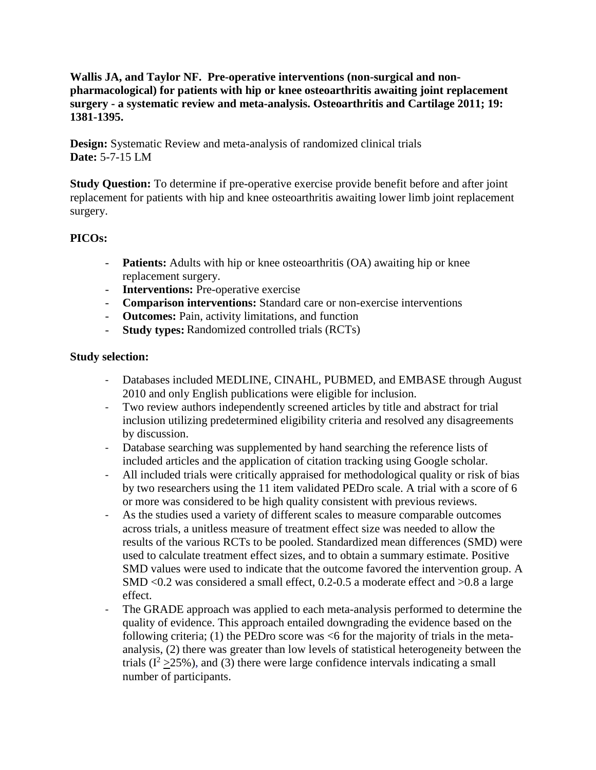**Wallis JA, and Taylor NF. Pre-operative interventions (non-surgical and non-pharmacological) for patients with hip or knee osteoarthritis awaiting joint replacement surgery - a systematic review and meta-analysis. Osteoarthritis and Cartilage 2011; 19: 1381-1395.**

**Design:** Systematic Review and meta-analysis of randomized clinical trials
**Date:** 5-7-15 LM

**Study Question:** To determine if pre-operative exercise provide benefit before and after joint replacement for patients with hip and knee osteoarthritis awaiting lower limb joint replacement surgery.

**PICOs:**

- **Patients:** Adults with hip or knee osteoarthritis (OA) awaiting hip or knee replacement surgery.
- **Interventions:** Pre-operative exercise
- **Comparison interventions:** Standard care or non-exercise interventions
- **Outcomes:** Pain, activity limitations, and function
- **Study types:** Randomized controlled trials (RCTs)

**Study selection:**

- Databases included MEDLINE, CINAHL, PUBMED, and EMBASE through August 2010 and only English publications were eligible for inclusion.
- Two review authors independently screened articles by title and abstract for trial inclusion utilizing predetermined eligibility criteria and resolved any disagreements by discussion.
- Database searching was supplemented by hand searching the reference lists of included articles and the application of citation tracking using Google scholar.
- All included trials were critically appraised for methodological quality or risk of bias by two researchers using the 11 item validated PEDro scale. A trial with a score of 6 or more was considered to be high quality consistent with previous reviews.
- As the studies used a variety of different scales to measure comparable outcomes across trials, a unitless measure of treatment effect size was needed to allow the results of the various RCTs to be pooled. Standardized mean differences (SMD) were used to calculate treatment effect sizes, and to obtain a summary estimate. Positive SMD values were used to indicate that the outcome favored the intervention group. A SMD <0.2 was considered a small effect, 0.2-0.5 a moderate effect and >0.8 a large effect.
- The GRADE approach was applied to each meta-analysis performed to determine the quality of evidence. This approach entailed downgrading the evidence based on the following criteria; (1) the PEDro score was <6 for the majority of trials in the meta-analysis, (2) there was greater than low levels of statistical heterogeneity between the trials ($I^2 \geq 25\%$), and (3) there were large confidence intervals indicating a small number of participants.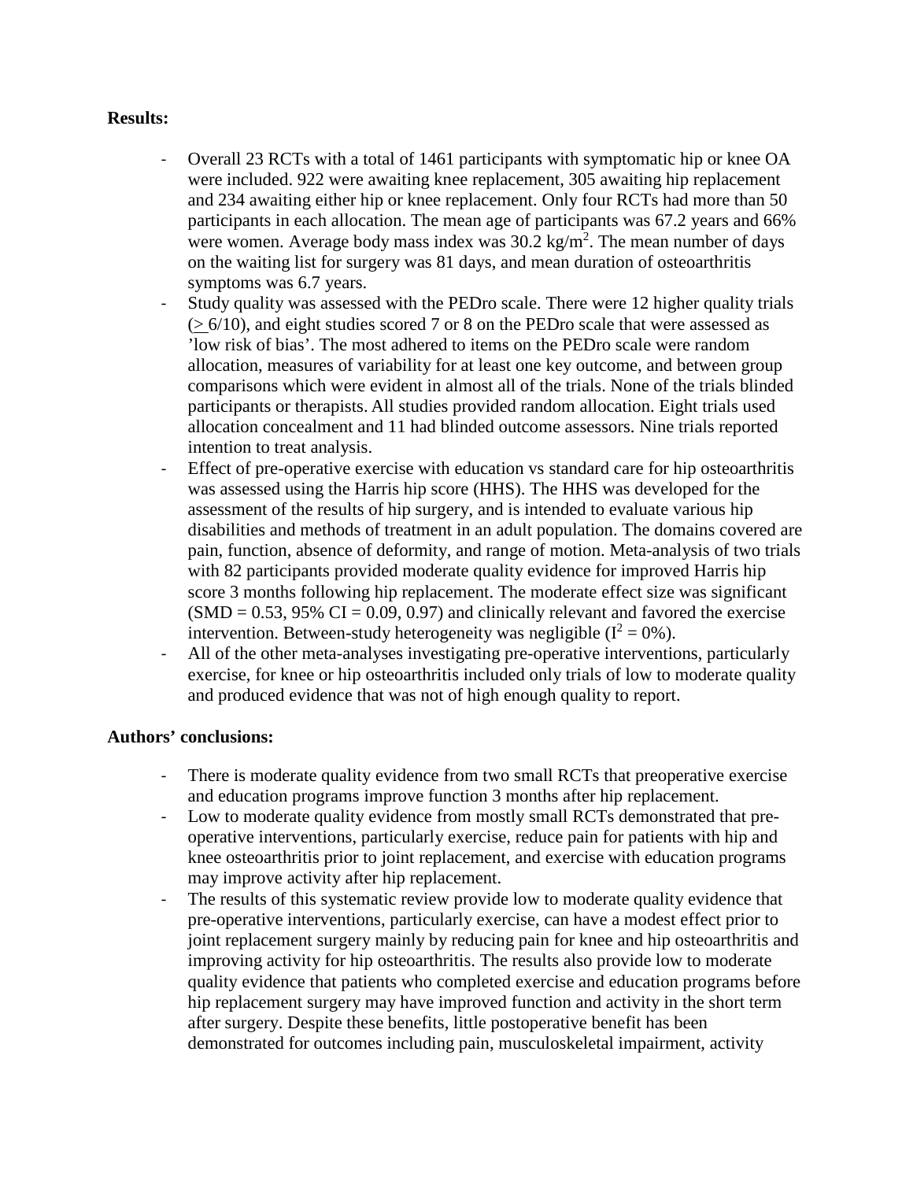**Results:**

- Overall 23 RCTs with a total of 1461 participants with symptomatic hip or knee OA were included. 922 were awaiting knee replacement, 305 awaiting hip replacement and 234 awaiting either hip or knee replacement. Only four RCTs had more than 50 participants in each allocation. The mean age of participants was 67.2 years and 66% were women. Average body mass index was 30.2 $kg/m^2$. The mean number of days on the waiting list for surgery was 81 days, and mean duration of osteoarthritis symptoms was 6.7 years.
- Study quality was assessed with the PEDro scale. There were 12 higher quality trials ($\geq$ 6/10), and eight studies scored 7 or 8 on the PEDro scale that were assessed as 'low risk of bias'. The most adhered to items on the PEDro scale were random allocation, measures of variability for at least one key outcome, and between group comparisons which were evident in almost all of the trials. None of the trials blinded participants or therapists. All studies provided random allocation. Eight trials used allocation concealment and 11 had blinded outcome assessors. Nine trials reported intention to treat analysis.
- Effect of pre-operative exercise with education vs standard care for hip osteoarthritis was assessed using the Harris hip score (HHS). The HHS was developed for the assessment of the results of hip surgery, and is intended to evaluate various hip disabilities and methods of treatment in an adult population. The domains covered are pain, function, absence of deformity, and range of motion. Meta-analysis of two trials with 82 participants provided moderate quality evidence for improved Harris hip score 3 months following hip replacement. The moderate effect size was significant (SMD = 0.53, 95% CI = 0.09, 0.97) and clinically relevant and favored the exercise intervention. Between-study heterogeneity was negligible ($I^2 = 0\%$).
- All of the other meta-analyses investigating pre-operative interventions, particularly exercise, for knee or hip osteoarthritis included only trials of low to moderate quality and produced evidence that was not of high enough quality to report.

**Authors' conclusions:**

- There is moderate quality evidence from two small RCTs that preoperative exercise and education programs improve function 3 months after hip replacement.
- Low to moderate quality evidence from mostly small RCTs demonstrated that pre-operative interventions, particularly exercise, reduce pain for patients with hip and knee osteoarthritis prior to joint replacement, and exercise with education programs may improve activity after hip replacement.
- The results of this systematic review provide low to moderate quality evidence that pre-operative interventions, particularly exercise, can have a modest effect prior to joint replacement surgery mainly by reducing pain for knee and hip osteoarthritis and improving activity for hip osteoarthritis. The results also provide low to moderate quality evidence that patients who completed exercise and education programs before hip replacement surgery may have improved function and activity in the short term after surgery. Despite these benefits, little postoperative benefit has been demonstrated for outcomes including pain, musculoskeletal impairment, activity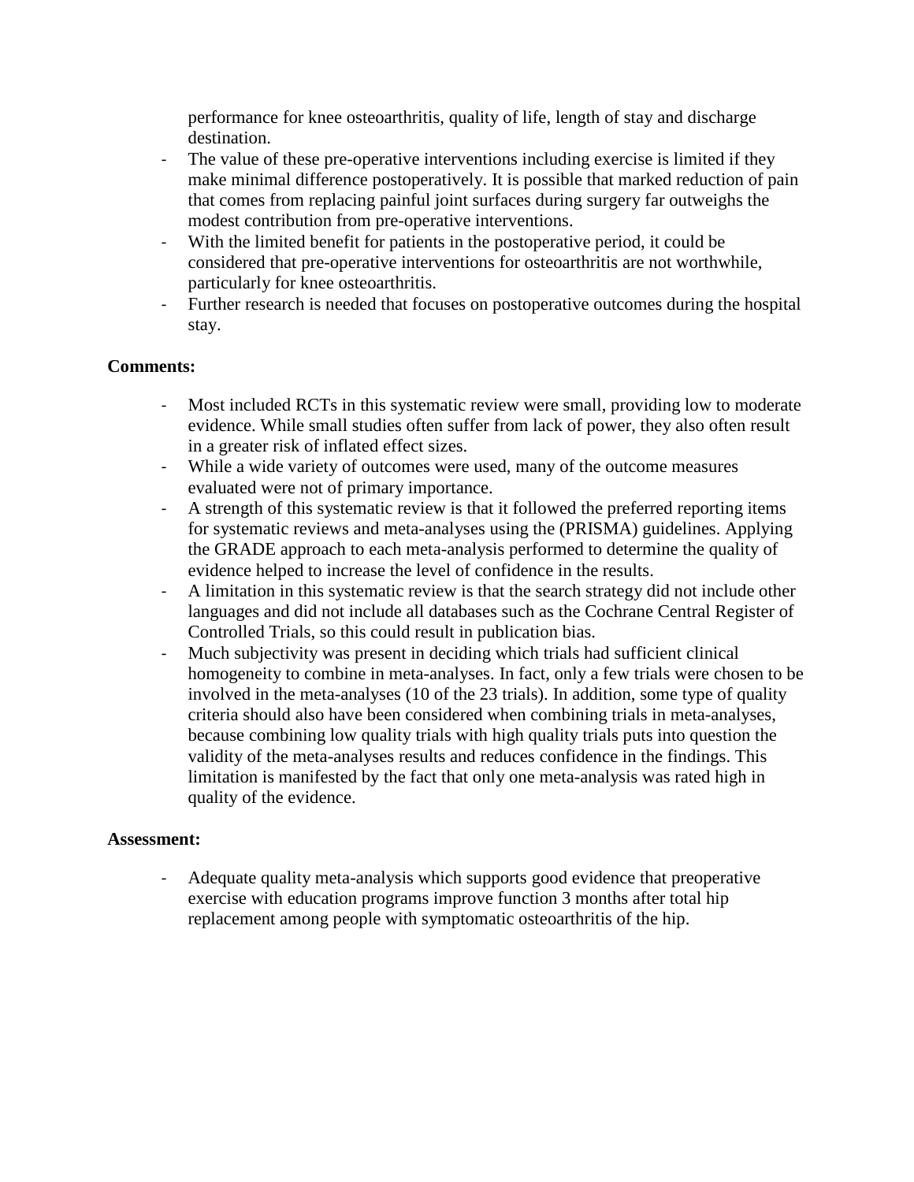performance for knee osteoarthritis, quality of life, length of stay and discharge destination.

- The value of these pre-operative interventions including exercise is limited if they make minimal difference postoperatively. It is possible that marked reduction of pain that comes from replacing painful joint surfaces during surgery far outweighs the modest contribution from pre-operative interventions.
- With the limited benefit for patients in the postoperative period, it could be considered that pre-operative interventions for osteoarthritis are not worthwhile, particularly for knee osteoarthritis.
- Further research is needed that focuses on postoperative outcomes during the hospital stay.

**Comments:**

- Most included RCTs in this systematic review were small, providing low to moderate evidence. While small studies often suffer from lack of power, they also often result in a greater risk of inflated effect sizes.
- While a wide variety of outcomes were used, many of the outcome measures evaluated were not of primary importance.
- A strength of this systematic review is that it followed the preferred reporting items for systematic reviews and meta-analyses using the (PRISMA) guidelines. Applying the GRADE approach to each meta-analysis performed to determine the quality of evidence helped to increase the level of confidence in the results.
- A limitation in this systematic review is that the search strategy did not include other languages and did not include all databases such as the Cochrane Central Register of Controlled Trials, so this could result in publication bias.
- Much subjectivity was present in deciding which trials had sufficient clinical homogeneity to combine in meta-analyses. In fact, only a few trials were chosen to be involved in the meta-analyses (10 of the 23 trials). In addition, some type of quality criteria should also have been considered when combining trials in meta-analyses, because combining low quality trials with high quality trials puts into question the validity of the meta-analyses results and reduces confidence in the findings. This limitation is manifested by the fact that only one meta-analysis was rated high in quality of the evidence.

**Assessment:**

- Adequate quality meta-analysis which supports good evidence that preoperative exercise with education programs improve function 3 months after total hip replacement among people with symptomatic osteoarthritis of the hip.